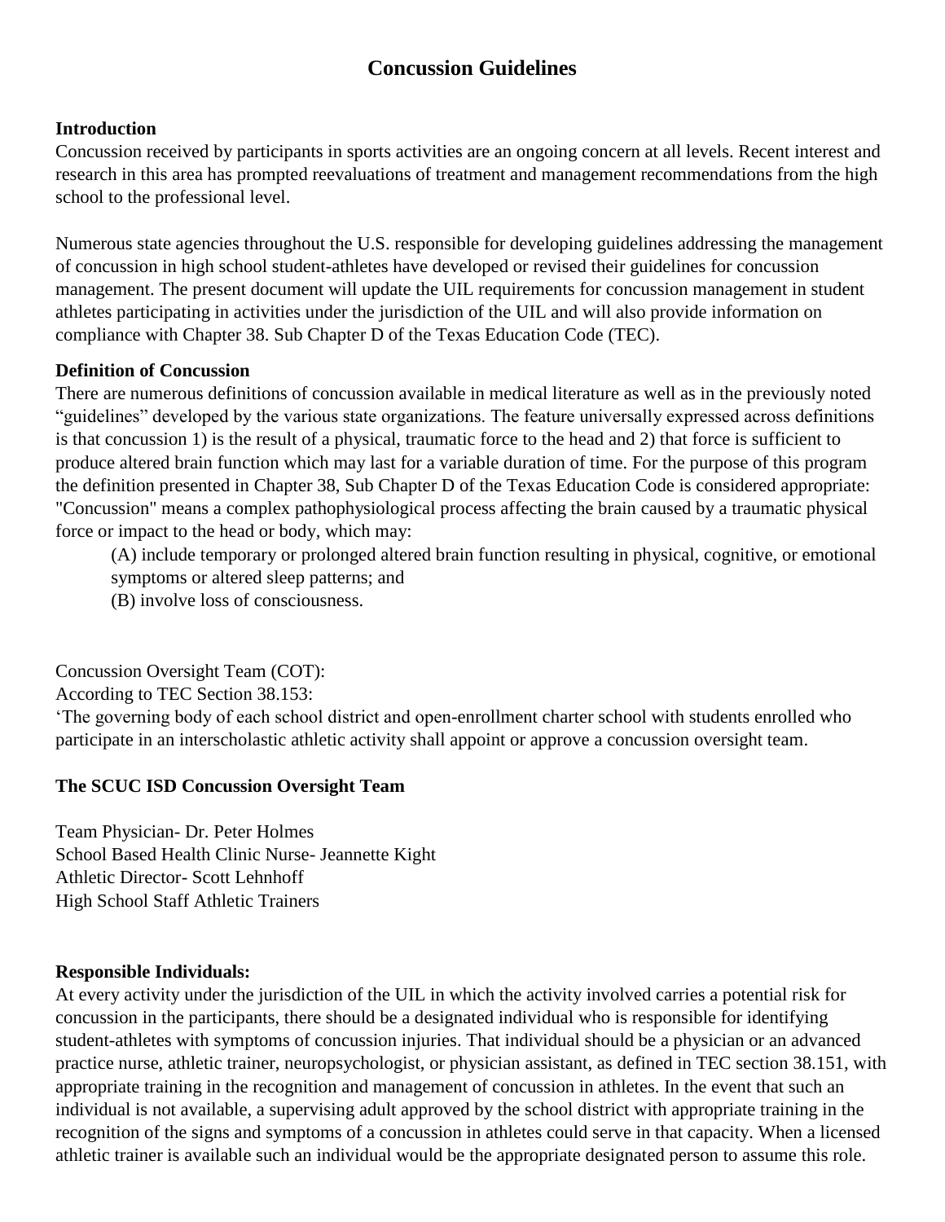# Concussion Guidelines

**Introduction**

Concussion received by participants in sports activities are an ongoing concern at all levels. Recent interest and research in this area has prompted reevaluations of treatment and management recommendations from the high school to the professional level.

Numerous state agencies throughout the U.S. responsible for developing guidelines addressing the management of concussion in high school student-athletes have developed or revised their guidelines for concussion management. The present document will update the UIL requirements for concussion management in student athletes participating in activities under the jurisdiction of the UIL and will also provide information on compliance with Chapter 38. Sub Chapter D of the Texas Education Code (TEC).

**Definition of Concussion**

There are numerous definitions of concussion available in medical literature as well as in the previously noted "guidelines" developed by the various state organizations. The feature universally expressed across definitions is that concussion 1) is the result of a physical, traumatic force to the head and 2) that force is sufficient to produce altered brain function which may last for a variable duration of time. For the purpose of this program the definition presented in Chapter 38, Sub Chapter D of the Texas Education Code is considered appropriate: "Concussion" means a complex pathophysiological process affecting the brain caused by a traumatic physical force or impact to the head or body, which may:

(A) include temporary or prolonged altered brain function resulting in physical, cognitive, or emotional symptoms or altered sleep patterns; and

(B) involve loss of consciousness.

Concussion Oversight Team (COT):

According to TEC Section 38.153:

'The governing body of each school district and open-enrollment charter school with students enrolled who participate in an interscholastic athletic activity shall appoint or approve a concussion oversight team.

**The SCUC ISD Concussion Oversight Team**

Team Physician- Dr. Peter Holmes

School Based Health Clinic Nurse- Jeannette Kight

Athletic Director- Scott Lehnhoff

High School Staff Athletic Trainers

**Responsible Individuals:**

At every activity under the jurisdiction of the UIL in which the activity involved carries a potential risk for concussion in the participants, there should be a designated individual who is responsible for identifying student-athletes with symptoms of concussion injuries. That individual should be a physician or an advanced practice nurse, athletic trainer, neuropsychologist, or physician assistant, as defined in TEC section 38.151, with appropriate training in the recognition and management of concussion in athletes. In the event that such an individual is not available, a supervising adult approved by the school district with appropriate training in the recognition of the signs and symptoms of a concussion in athletes could serve in that capacity. When a licensed athletic trainer is available such an individual would be the appropriate designated person to assume this role.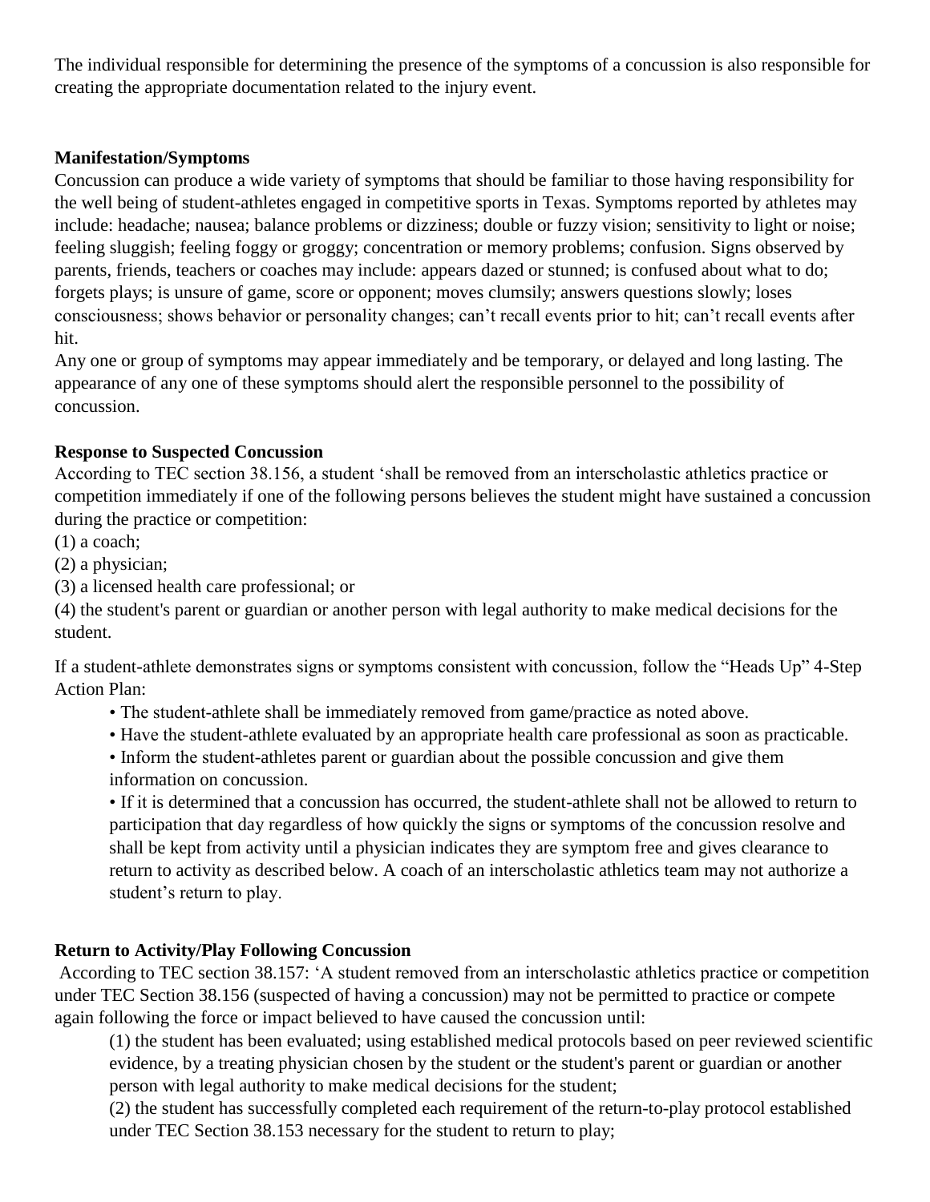The individual responsible for determining the presence of the symptoms of a concussion is also responsible for creating the appropriate documentation related to the injury event.

**Manifestation/Symptoms**

Concussion can produce a wide variety of symptoms that should be familiar to those having responsibility for the well being of student-athletes engaged in competitive sports in Texas. Symptoms reported by athletes may include: headache; nausea; balance problems or dizziness; double or fuzzy vision; sensitivity to light or noise; feeling sluggish; feeling foggy or groggy; concentration or memory problems; confusion. Signs observed by parents, friends, teachers or coaches may include: appears dazed or stunned; is confused about what to do; forgets plays; is unsure of game, score or opponent; moves clumsily; answers questions slowly; loses consciousness; shows behavior or personality changes; can't recall events prior to hit; can't recall events after hit.

Any one or group of symptoms may appear immediately and be temporary, or delayed and long lasting. The appearance of any one of these symptoms should alert the responsible personnel to the possibility of concussion.

**Response to Suspected Concussion**

According to TEC section 38.156, a student 'shall be removed from an interscholastic athletics practice or competition immediately if one of the following persons believes the student might have sustained a concussion during the practice or competition:

(1) a coach;

(2) a physician;

(3) a licensed health care professional; or

(4) the student's parent or guardian or another person with legal authority to make medical decisions for the student.

If a student-athlete demonstrates signs or symptoms consistent with concussion, follow the "Heads Up" 4-Step Action Plan:

- The student-athlete shall be immediately removed from game/practice as noted above.
- Have the student-athlete evaluated by an appropriate health care professional as soon as practicable.
- Inform the student-athletes parent or guardian about the possible concussion and give them information on concussion.
- If it is determined that a concussion has occurred, the student-athlete shall not be allowed to return to participation that day regardless of how quickly the signs or symptoms of the concussion resolve and shall be kept from activity until a physician indicates they are symptom free and gives clearance to return to activity as described below. A coach of an interscholastic athletics team may not authorize a student's return to play.

**Return to Activity/Play Following Concussion**

According to TEC section 38.157: 'A student removed from an interscholastic athletics practice or competition under TEC Section 38.156 (suspected of having a concussion) may not be permitted to practice or compete again following the force or impact believed to have caused the concussion until:

(1) the student has been evaluated; using established medical protocols based on peer reviewed scientific evidence, by a treating physician chosen by the student or the student's parent or guardian or another person with legal authority to make medical decisions for the student;

(2) the student has successfully completed each requirement of the return-to-play protocol established under TEC Section 38.153 necessary for the student to return to play;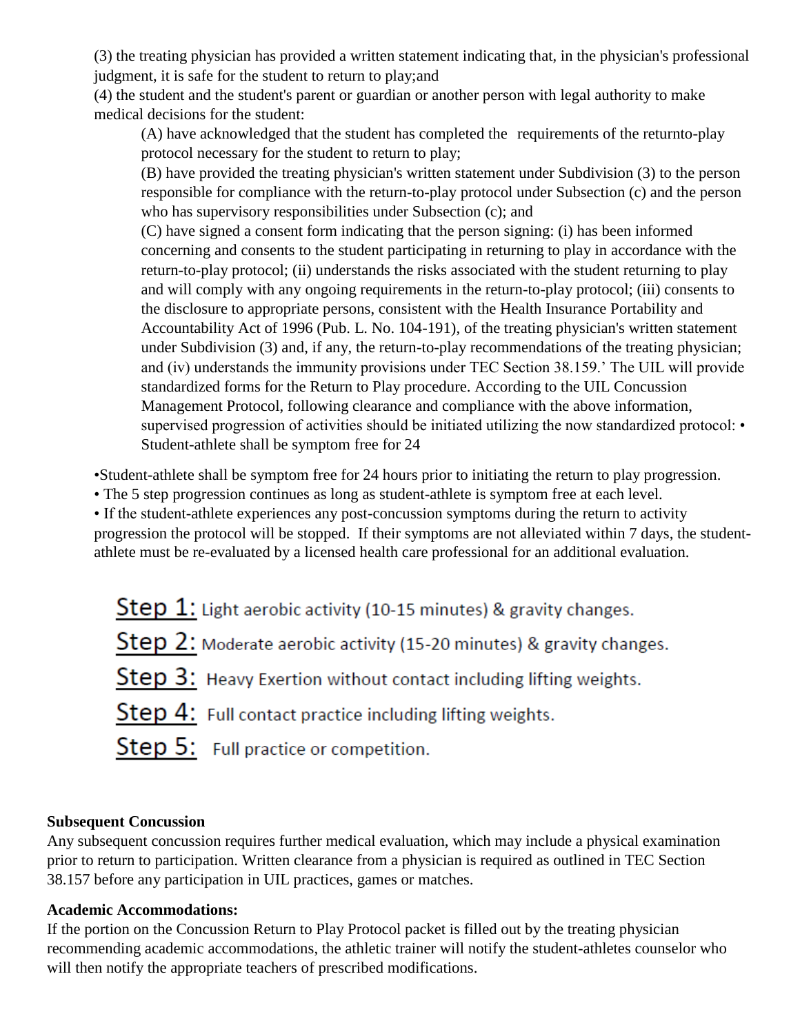(3) the treating physician has provided a written statement indicating that, in the physician's professional judgment, it is safe for the student to return to play;and

(4) the student and the student's parent or guardian or another person with legal authority to make medical decisions for the student:

(A) have acknowledged that the student has completed the requirements of the returnto-play protocol necessary for the student to return to play;

(B) have provided the treating physician's written statement under Subdivision (3) to the person responsible for compliance with the return-to-play protocol under Subsection (c) and the person who has supervisory responsibilities under Subsection (c); and

(C) have signed a consent form indicating that the person signing: (i) has been informed concerning and consents to the student participating in returning to play in accordance with the return-to-play protocol; (ii) understands the risks associated with the student returning to play and will comply with any ongoing requirements in the return-to-play protocol; (iii) consents to the disclosure to appropriate persons, consistent with the Health Insurance Portability and Accountability Act of 1996 (Pub. L. No. 104-191), of the treating physician's written statement under Subdivision (3) and, if any, the return-to-play recommendations of the treating physician; and (iv) understands the immunity provisions under TEC Section 38.159.' The UIL will provide standardized forms for the Return to Play procedure. According to the UIL Concussion Management Protocol, following clearance and compliance with the above information, supervised progression of activities should be initiated utilizing the now standardized protocol: • Student-athlete shall be symptom free for 24

- Student-athlete shall be symptom free for 24 hours prior to initiating the return to play progression.
- The 5 step progression continues as long as student-athlete is symptom free at each level.
- If the student-athlete experiences any post-concussion symptoms during the return to activity progression the protocol will be stopped. If their symptoms are not alleviated within 7 days, the student-athlete must be re-evaluated by a licensed health care professional for an additional evaluation.

**Step 1:** Light aerobic activity (10-15 minutes) & gravity changes.

**Step 2:** Moderate aerobic activity (15-20 minutes) & gravity changes.

**Step 3:** Heavy Exertion without contact including lifting weights.

**Step 4:** Full contact practice including lifting weights.

**Step 5:** Full practice or competition.

**Subsequent Concussion**

Any subsequent concussion requires further medical evaluation, which may include a physical examination prior to return to participation. Written clearance from a physician is required as outlined in TEC Section 38.157 before any participation in UIL practices, games or matches.

**Academic Accommodations:**

If the portion on the Concussion Return to Play Protocol packet is filled out by the treating physician recommending academic accommodations, the athletic trainer will notify the student-athletes counselor who will then notify the appropriate teachers of prescribed modifications.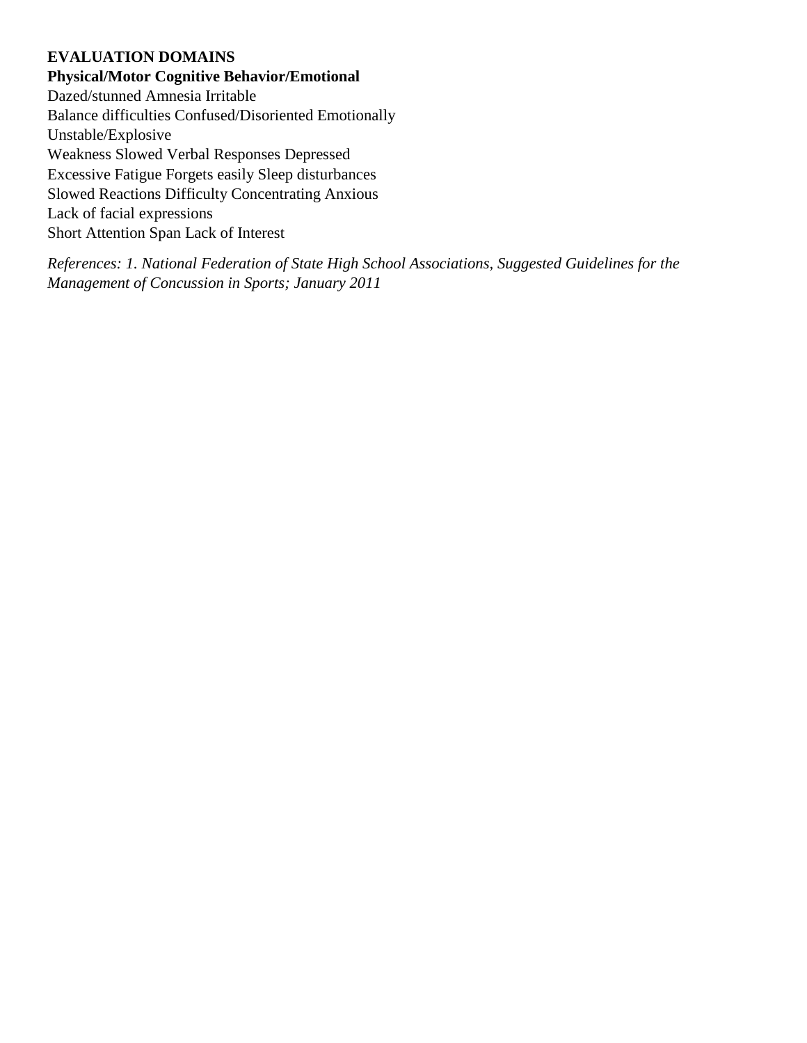**EVALUATION DOMAINS**

**Physical/Motor Cognitive Behavior/Emotional**

Dazed/stunned Amnesia Irritable

Balance difficulties Confused/Disoriented Emotionally

Unstable/Explosive

Weakness Slowed Verbal Responses Depressed

Excessive Fatigue Forgets easily Sleep disturbances

Slowed Reactions Difficulty Concentrating Anxious

Lack of facial expressions

Short Attention Span Lack of Interest

*References: 1. National Federation of State High School Associations, Suggested Guidelines for the Management of Concussion in Sports; January 2011*